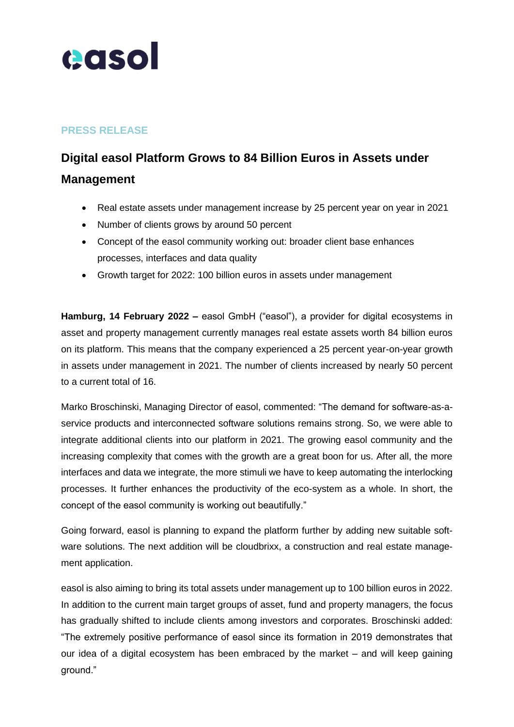easol

**PRESS RELEASE**

# Digital easol Platform Grows to 84 Billion Euros in Assets under Management

- Real estate assets under management increase by 25 percent year on year in 2021
- Number of clients grows by around 50 percent
- Concept of the easol community working out: broader client base enhances processes, interfaces and data quality
- Growth target for 2022: 100 billion euros in assets under management

**Hamburg, 14 February 2022 –** easol GmbH ("easol"), a provider for digital ecosystems in asset and property management currently manages real estate assets worth 84 billion euros on its platform. This means that the company experienced a 25 percent year-on-year growth in assets under management in 2021. The number of clients increased by nearly 50 percent to a current total of 16.

Marko Broschinski, Managing Director of easol, commented: "The demand for software-as-a-service products and interconnected software solutions remains strong. So, we were able to integrate additional clients into our platform in 2021. The growing easol community and the increasing complexity that comes with the growth are a great boon for us. After all, the more interfaces and data we integrate, the more stimuli we have to keep automating the interlocking processes. It further enhances the productivity of the eco-system as a whole. In short, the concept of the easol community is working out beautifully."

Going forward, easol is planning to expand the platform further by adding new suitable software solutions. The next addition will be cloudbrixx, a construction and real estate management application.

easol is also aiming to bring its total assets under management up to 100 billion euros in 2022. In addition to the current main target groups of asset, fund and property managers, the focus has gradually shifted to include clients among investors and corporates. Broschinski added: "The extremely positive performance of easol since its formation in 2019 demonstrates that our idea of a digital ecosystem has been embraced by the market – and will keep gaining ground."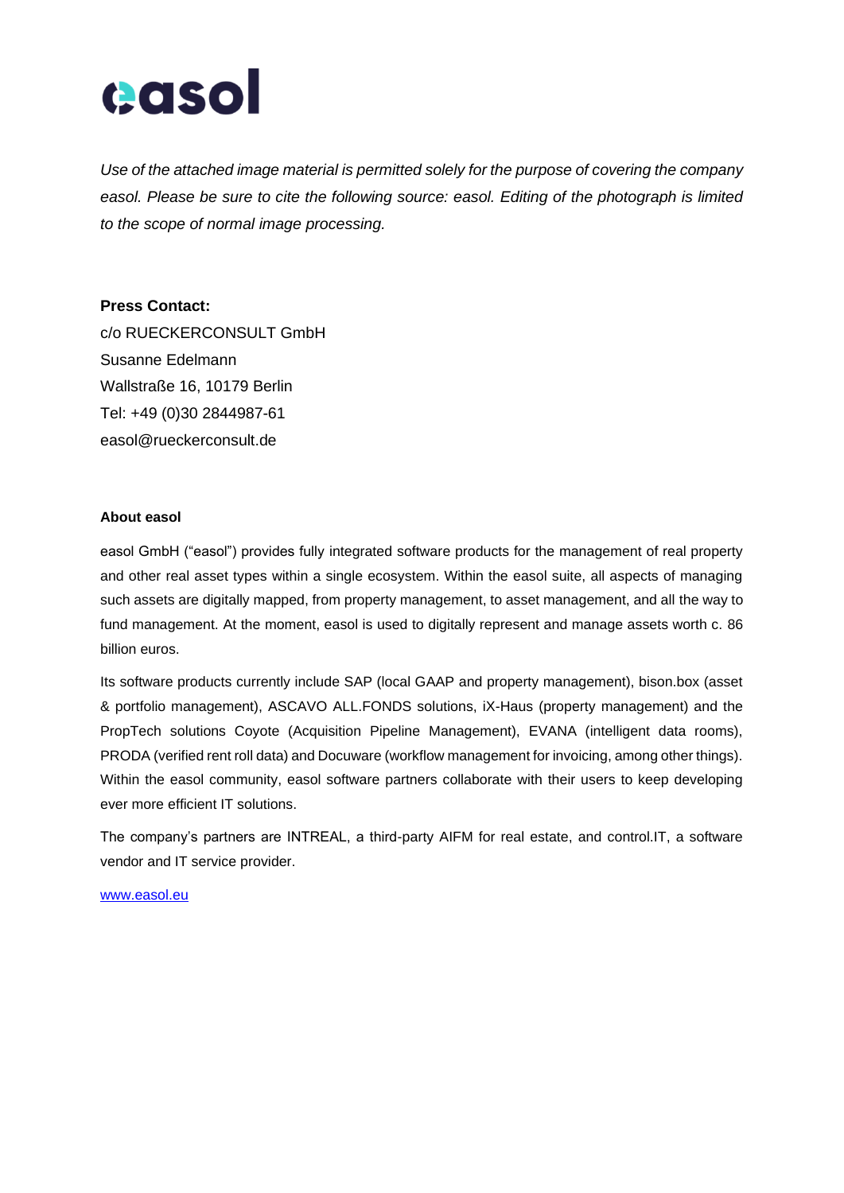# easol

*Use of the attached image material is permitted solely for the purpose of covering the company easol. Please be sure to cite the following source: easol. Editing of the photograph is limited to the scope of normal image processing.*

**Press Contact:**
c/o RUECKERCONSULT GmbH
Susanne Edelmann
Wallstraße 16, 10179 Berlin
Tel: +49 (0)30 2844987-61
easol@rueckerconsult.de

**About easol**

easol GmbH ("easol") provides fully integrated software products for the management of real property and other real asset types within a single ecosystem. Within the easol suite, all aspects of managing such assets are digitally mapped, from property management, to asset management, and all the way to fund management. At the moment, easol is used to digitally represent and manage assets worth c. 86 billion euros.

Its software products currently include SAP (local GAAP and property management), bison.box (asset & portfolio management), ASCAVO ALL.FONDS solutions, iX-Haus (property management) and the PropTech solutions Coyote (Acquisition Pipeline Management), EVANA (intelligent data rooms), PRODA (verified rent roll data) and Docuware (workflow management for invoicing, among other things). Within the easol community, easol software partners collaborate with their users to keep developing ever more efficient IT solutions.

The company's partners are INTREAL, a third-party AIFM for real estate, and control.IT, a software vendor and IT service provider.

[www.easol.eu](http://www.easol.eu)